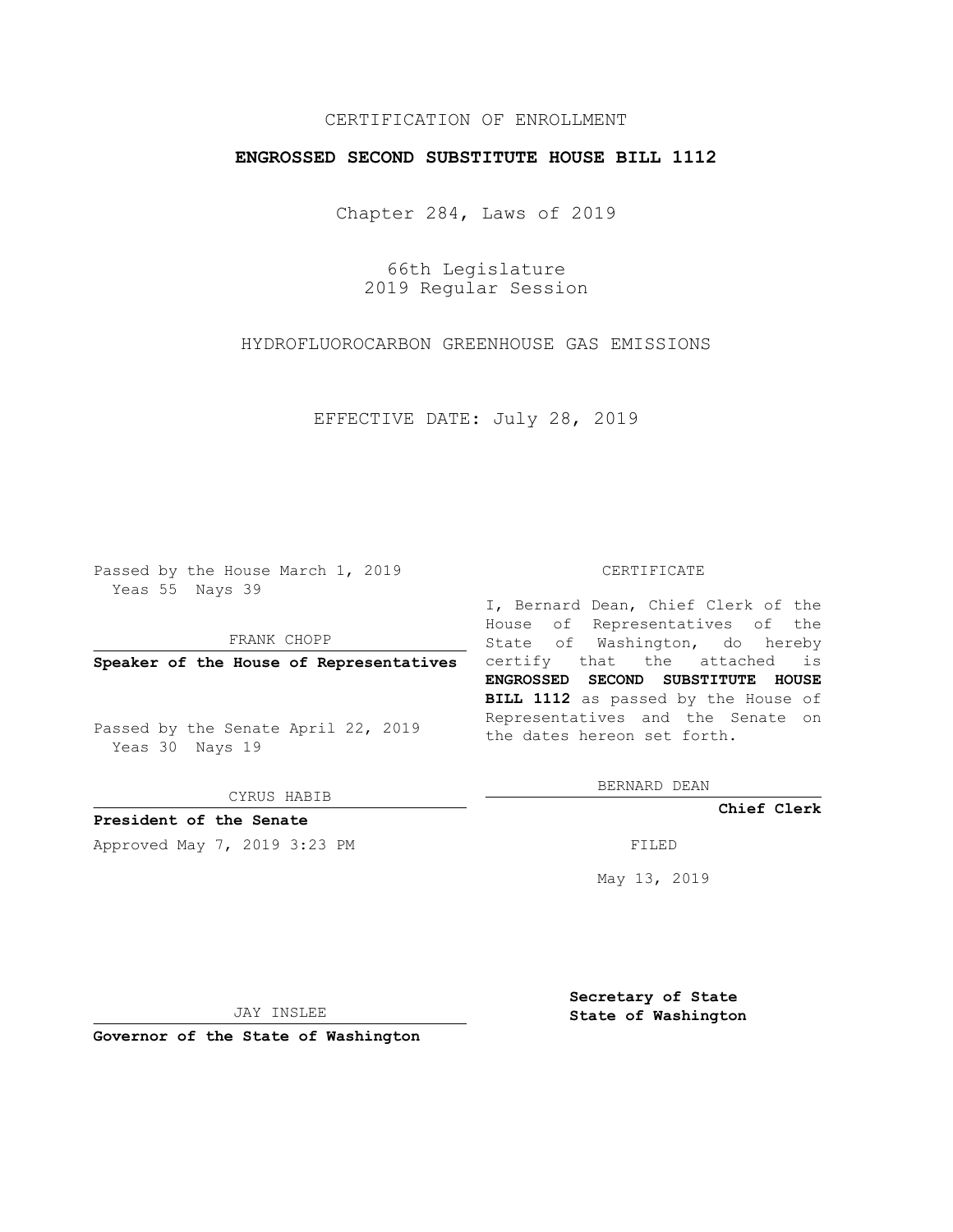CERTIFICATION OF ENROLLMENT

**ENGROSSED SECOND SUBSTITUTE HOUSE BILL 1112**

Chapter 284, Laws of 2019

66th Legislature
2019 Regular Session

HYDROFLUOROCARBON GREENHOUSE GAS EMISSIONS

EFFECTIVE DATE: July 28, 2019

Passed by the House March 1, 2019
Yeas 55 Nays 39

FRANK CHOPP

**Speaker of the House of Representatives**

Passed by the Senate April 22, 2019
Yeas 30 Nays 19

CYRUS HABIB

**President of the Senate**

Approved May 7, 2019 3:23 PM

JAY INSLEE

**Governor of the State of Washington**

CERTIFICATE

I, Bernard Dean, Chief Clerk of the House of Representatives of the State of Washington, do hereby certify that the attached is **ENGROSSED SECOND SUBSTITUTE HOUSE BILL 1112** as passed by the House of Representatives and the Senate on the dates hereon set forth.

BERNARD DEAN

**Chief Clerk**

FILED

May 13, 2019

**Secretary of State**
**State of Washington**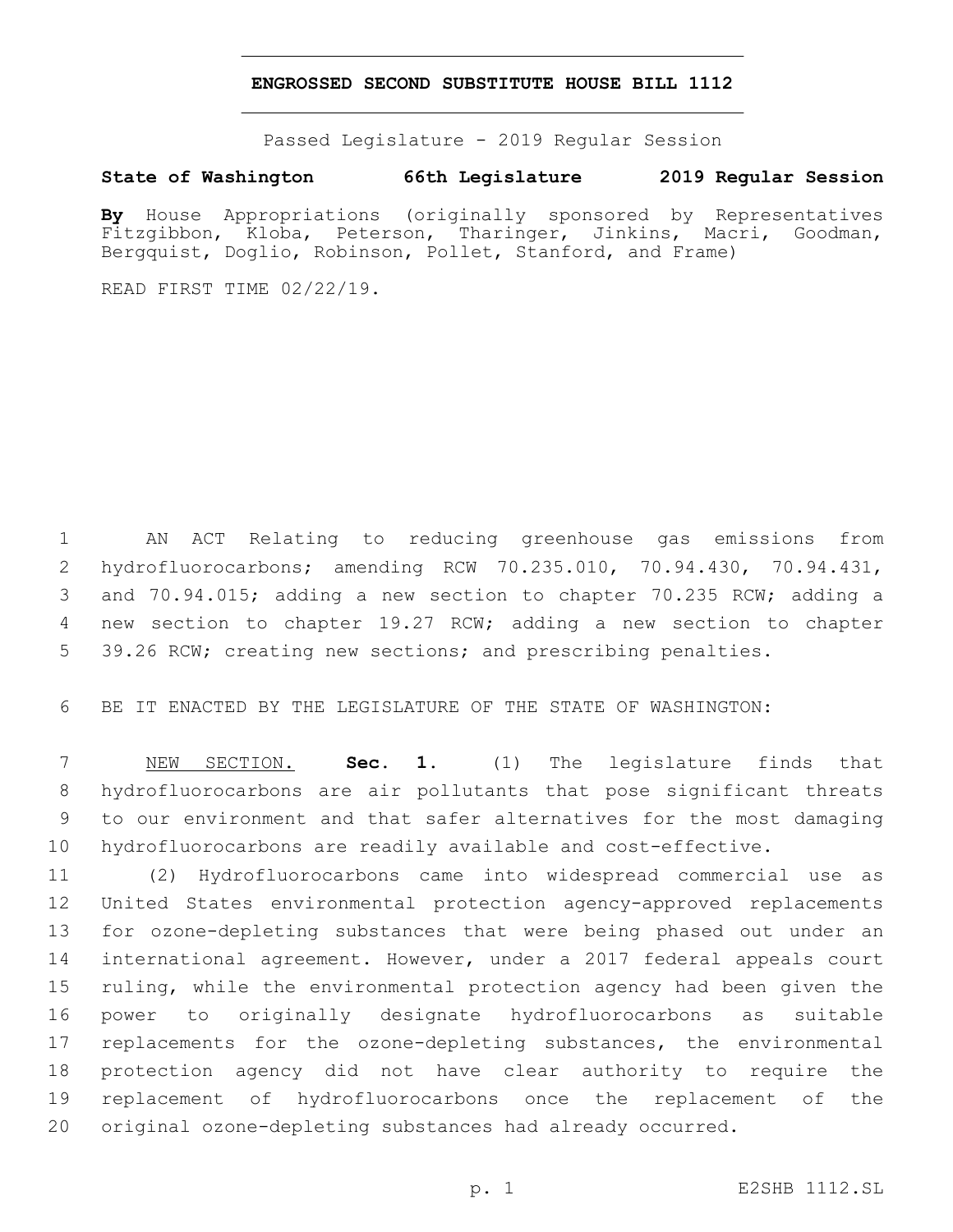**ENGROSSED SECOND SUBSTITUTE HOUSE BILL 1112**

Passed Legislature - 2019 Regular Session

**State of Washington 66th Legislature 2019 Regular Session**

**By** House Appropriations (originally sponsored by Representatives Fitzgibbon, Kloba, Peterson, Tharinger, Jinkins, Macri, Goodman, Bergquist, Doglio, Robinson, Pollet, Stanford, and Frame)

READ FIRST TIME 02/22/19.

AN ACT Relating to reducing greenhouse gas emissions from hydrofluorocarbons; amending RCW 70.235.010, 70.94.430, 70.94.431, and 70.94.015; adding a new section to chapter 70.235 RCW; adding a new section to chapter 19.27 RCW; adding a new section to chapter 39.26 RCW; creating new sections; and prescribing penalties.

BE IT ENACTED BY THE LEGISLATURE OF THE STATE OF WASHINGTON:

NEW SECTION. **Sec. 1.** (1) The legislature finds that hydrofluorocarbons are air pollutants that pose significant threats to our environment and that safer alternatives for the most damaging hydrofluorocarbons are readily available and cost-effective.

(2) Hydrofluorocarbons came into widespread commercial use as United States environmental protection agency-approved replacements for ozone-depleting substances that were being phased out under an international agreement. However, under a 2017 federal appeals court ruling, while the environmental protection agency had been given the power to originally designate hydrofluorocarbons as suitable replacements for the ozone-depleting substances, the environmental protection agency did not have clear authority to require the replacement of hydrofluorocarbons once the replacement of the original ozone-depleting substances had already occurred.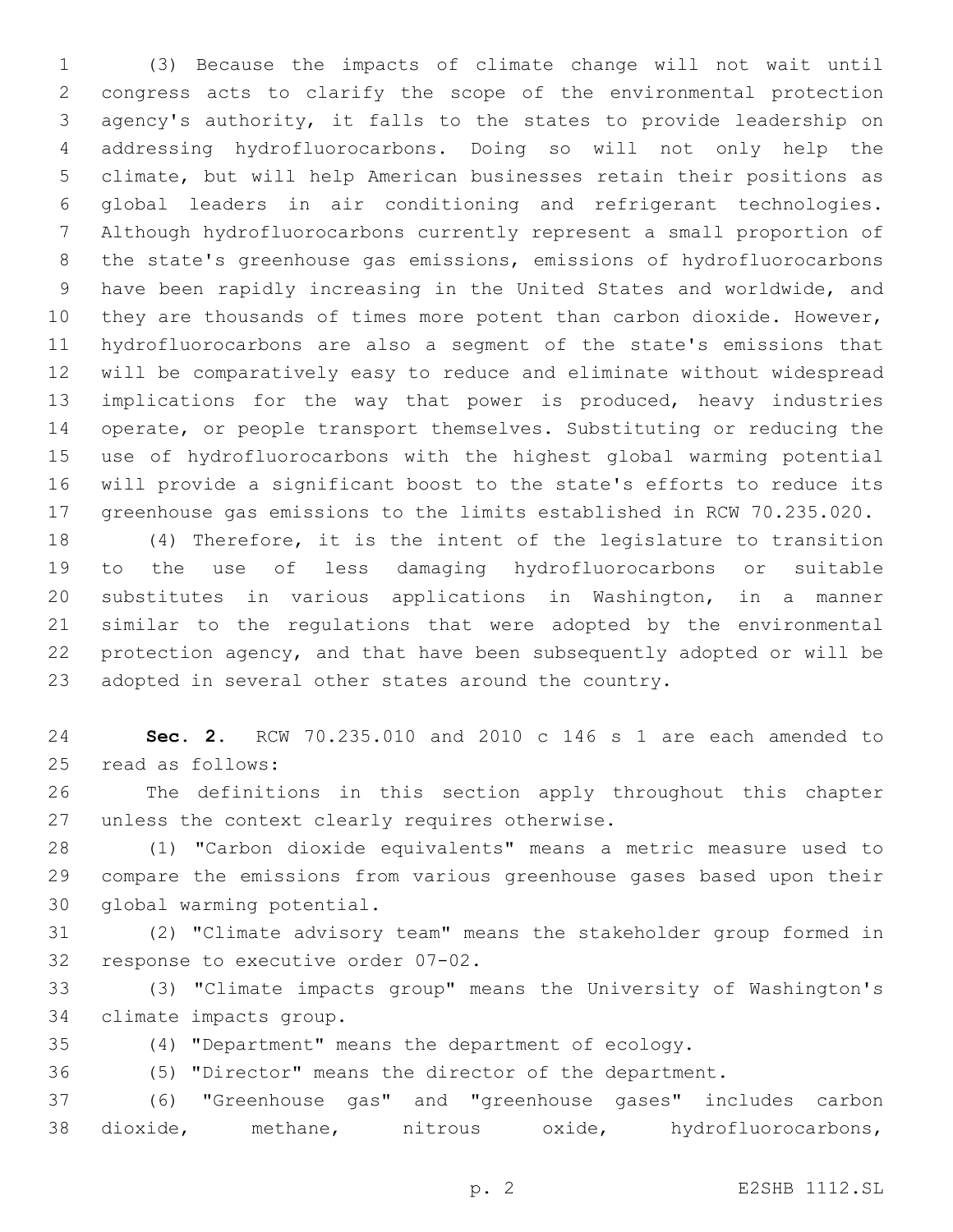(3) Because the impacts of climate change will not wait until congress acts to clarify the scope of the environmental protection agency's authority, it falls to the states to provide leadership on addressing hydrofluorocarbons. Doing so will not only help the climate, but will help American businesses retain their positions as global leaders in air conditioning and refrigerant technologies. Although hydrofluorocarbons currently represent a small proportion of the state's greenhouse gas emissions, emissions of hydrofluorocarbons have been rapidly increasing in the United States and worldwide, and they are thousands of times more potent than carbon dioxide. However, hydrofluorocarbons are also a segment of the state's emissions that will be comparatively easy to reduce and eliminate without widespread implications for the way that power is produced, heavy industries operate, or people transport themselves. Substituting or reducing the use of hydrofluorocarbons with the highest global warming potential will provide a significant boost to the state's efforts to reduce its greenhouse gas emissions to the limits established in RCW 70.235.020.

(4) Therefore, it is the intent of the legislature to transition to the use of less damaging hydrofluorocarbons or suitable substitutes in various applications in Washington, in a manner similar to the regulations that were adopted by the environmental protection agency, and that have been subsequently adopted or will be adopted in several other states around the country.

**Sec. 2.** RCW 70.235.010 and 2010 c 146 s 1 are each amended to read as follows:

The definitions in this section apply throughout this chapter unless the context clearly requires otherwise.

(1) "Carbon dioxide equivalents" means a metric measure used to compare the emissions from various greenhouse gases based upon their global warming potential.

(2) "Climate advisory team" means the stakeholder group formed in response to executive order 07-02.

(3) "Climate impacts group" means the University of Washington's climate impacts group.

(4) "Department" means the department of ecology.

(5) "Director" means the director of the department.

(6) "Greenhouse gas" and "greenhouse gases" includes carbon dioxide, methane, nitrous oxide, hydrofluorocarbons,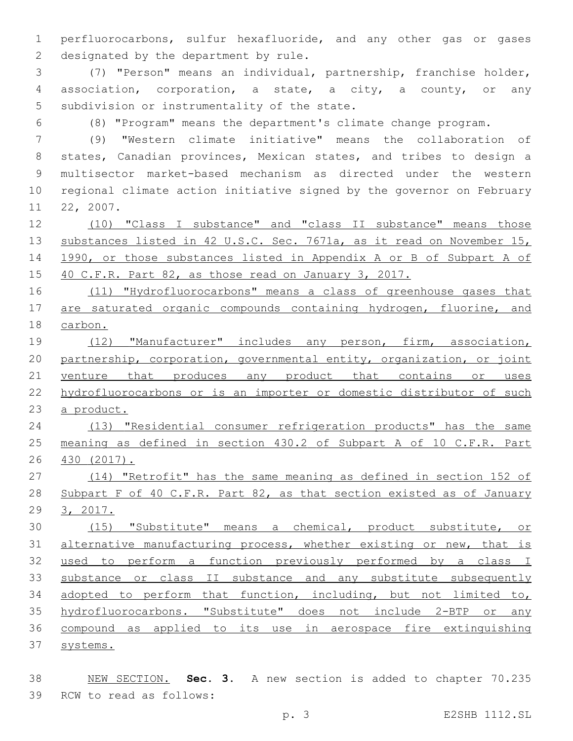perfluorocarbons, sulfur hexafluoride, and any other gas or gases designated by the department by rule.

(7) "Person" means an individual, partnership, franchise holder, association, corporation, a state, a city, a county, or any subdivision or instrumentality of the state.

(8) "Program" means the department's climate change program.

(9) "Western climate initiative" means the collaboration of states, Canadian provinces, Mexican states, and tribes to design a multisector market-based mechanism as directed under the western regional climate action initiative signed by the governor on February 22, 2007.

<u>(10) "Class I substance" and "class II substance" means those substances listed in 42 U.S.C. Sec. 7671a, as it read on November 15, 1990, or those substances listed in Appendix A or B of Subpart A of 40 C.F.R. Part 82, as those read on January 3, 2017.</u>

<u>(11) "Hydrofluorocarbons" means a class of greenhouse gases that are saturated organic compounds containing hydrogen, fluorine, and carbon.</u>

<u>(12) "Manufacturer" includes any person, firm, association, partnership, corporation, governmental entity, organization, or joint venture that produces any product that contains or uses hydrofluorocarbons or is an importer or domestic distributor of such a product.</u>

<u>(13) "Residential consumer refrigeration products" has the same meaning as defined in section 430.2 of Subpart A of 10 C.F.R. Part 430 (2017).</u>

<u>(14) "Retrofit" has the same meaning as defined in section 152 of Subpart F of 40 C.F.R. Part 82, as that section existed as of January 3, 2017.</u>

<u>(15) "Substitute" means a chemical, product substitute, or alternative manufacturing process, whether existing or new, that is used to perform a function previously performed by a class I substance or class II substance and any substitute subsequently adopted to perform that function, including, but not limited to, hydrofluorocarbons. "Substitute" does not include 2-BTP or any compound as applied to its use in aerospace fire extinguishing systems.</u>

<u>NEW SECTION.</u> **Sec. 3.** A new section is added to chapter 70.235 RCW to read as follows: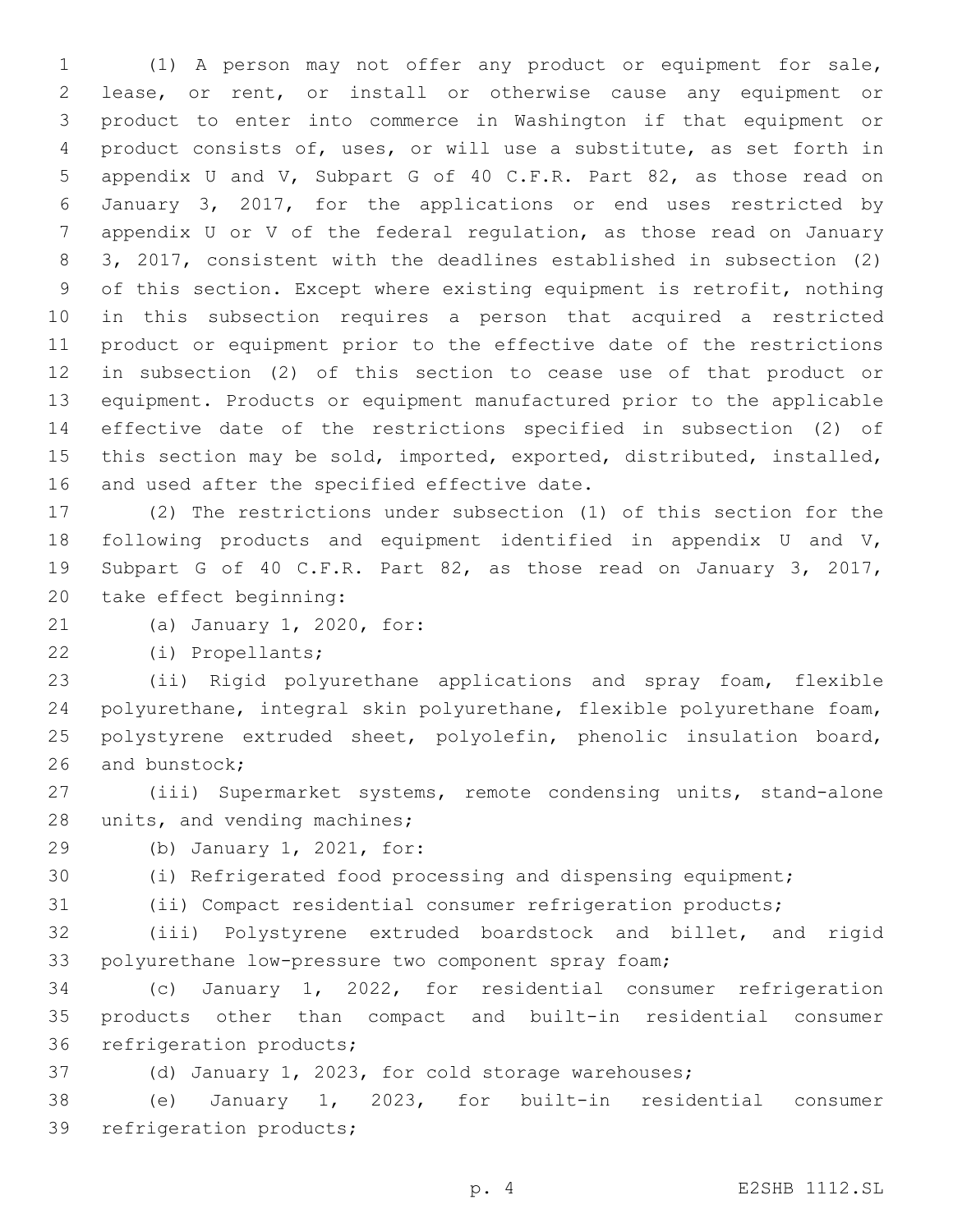(1) A person may not offer any product or equipment for sale, lease, or rent, or install or otherwise cause any equipment or product to enter into commerce in Washington if that equipment or product consists of, uses, or will use a substitute, as set forth in appendix U and V, Subpart G of 40 C.F.R. Part 82, as those read on January 3, 2017, for the applications or end uses restricted by appendix U or V of the federal regulation, as those read on January 3, 2017, consistent with the deadlines established in subsection (2) of this section. Except where existing equipment is retrofit, nothing in this subsection requires a person that acquired a restricted product or equipment prior to the effective date of the restrictions in subsection (2) of this section to cease use of that product or equipment. Products or equipment manufactured prior to the applicable effective date of the restrictions specified in subsection (2) of this section may be sold, imported, exported, distributed, installed, and used after the specified effective date.

(2) The restrictions under subsection (1) of this section for the following products and equipment identified in appendix U and V, Subpart G of 40 C.F.R. Part 82, as those read on January 3, 2017, take effect beginning:

(a) January 1, 2020, for:

(i) Propellants;

(ii) Rigid polyurethane applications and spray foam, flexible polyurethane, integral skin polyurethane, flexible polyurethane foam, polystyrene extruded sheet, polyolefin, phenolic insulation board, and bunstock;

(iii) Supermarket systems, remote condensing units, stand-alone units, and vending machines;

(b) January 1, 2021, for:

(i) Refrigerated food processing and dispensing equipment;

(ii) Compact residential consumer refrigeration products;

(iii) Polystyrene extruded boardstock and billet, and rigid polyurethane low-pressure two component spray foam;

(c) January 1, 2022, for residential consumer refrigeration products other than compact and built-in residential consumer refrigeration products;

(d) January 1, 2023, for cold storage warehouses;

(e) January 1, 2023, for built-in residential consumer refrigeration products;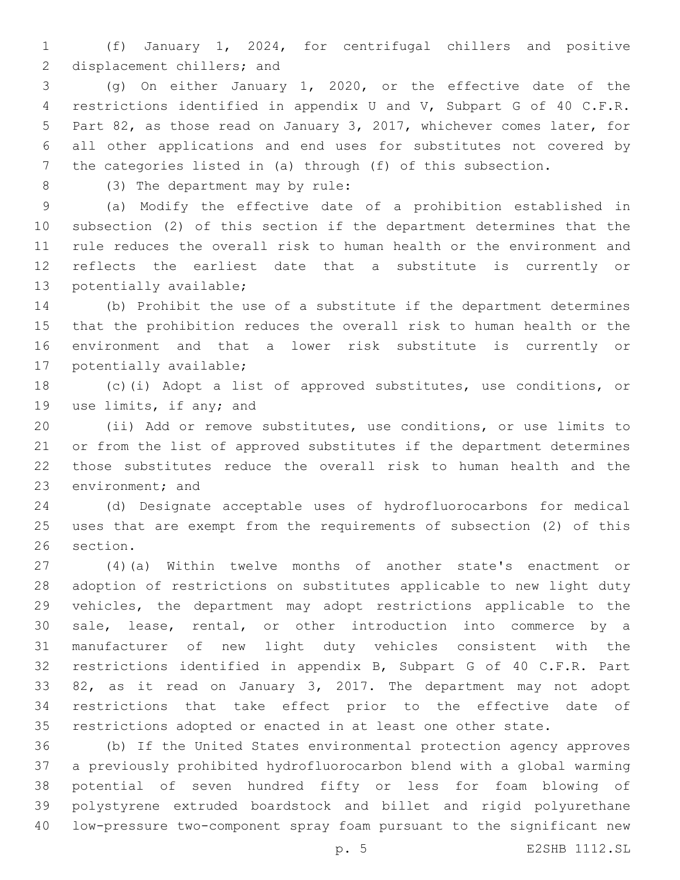(f) January 1, 2024, for centrifugal chillers and positive displacement chillers; and

(g) On either January 1, 2020, or the effective date of the restrictions identified in appendix U and V, Subpart G of 40 C.F.R. Part 82, as those read on January 3, 2017, whichever comes later, for all other applications and end uses for substitutes not covered by the categories listed in (a) through (f) of this subsection.

(3) The department may by rule:

(a) Modify the effective date of a prohibition established in subsection (2) of this section if the department determines that the rule reduces the overall risk to human health or the environment and reflects the earliest date that a substitute is currently or potentially available;

(b) Prohibit the use of a substitute if the department determines that the prohibition reduces the overall risk to human health or the environment and that a lower risk substitute is currently or potentially available;

(c)(i) Adopt a list of approved substitutes, use conditions, or use limits, if any; and

(ii) Add or remove substitutes, use conditions, or use limits to or from the list of approved substitutes if the department determines those substitutes reduce the overall risk to human health and the environment; and

(d) Designate acceptable uses of hydrofluorocarbons for medical uses that are exempt from the requirements of subsection (2) of this section.

(4)(a) Within twelve months of another state's enactment or adoption of restrictions on substitutes applicable to new light duty vehicles, the department may adopt restrictions applicable to the sale, lease, rental, or other introduction into commerce by a manufacturer of new light duty vehicles consistent with the restrictions identified in appendix B, Subpart G of 40 C.F.R. Part 82, as it read on January 3, 2017. The department may not adopt restrictions that take effect prior to the effective date of restrictions adopted or enacted in at least one other state.

(b) If the United States environmental protection agency approves a previously prohibited hydrofluorocarbon blend with a global warming potential of seven hundred fifty or less for foam blowing of polystyrene extruded boardstock and billet and rigid polyurethane low-pressure two-component spray foam pursuant to the significant new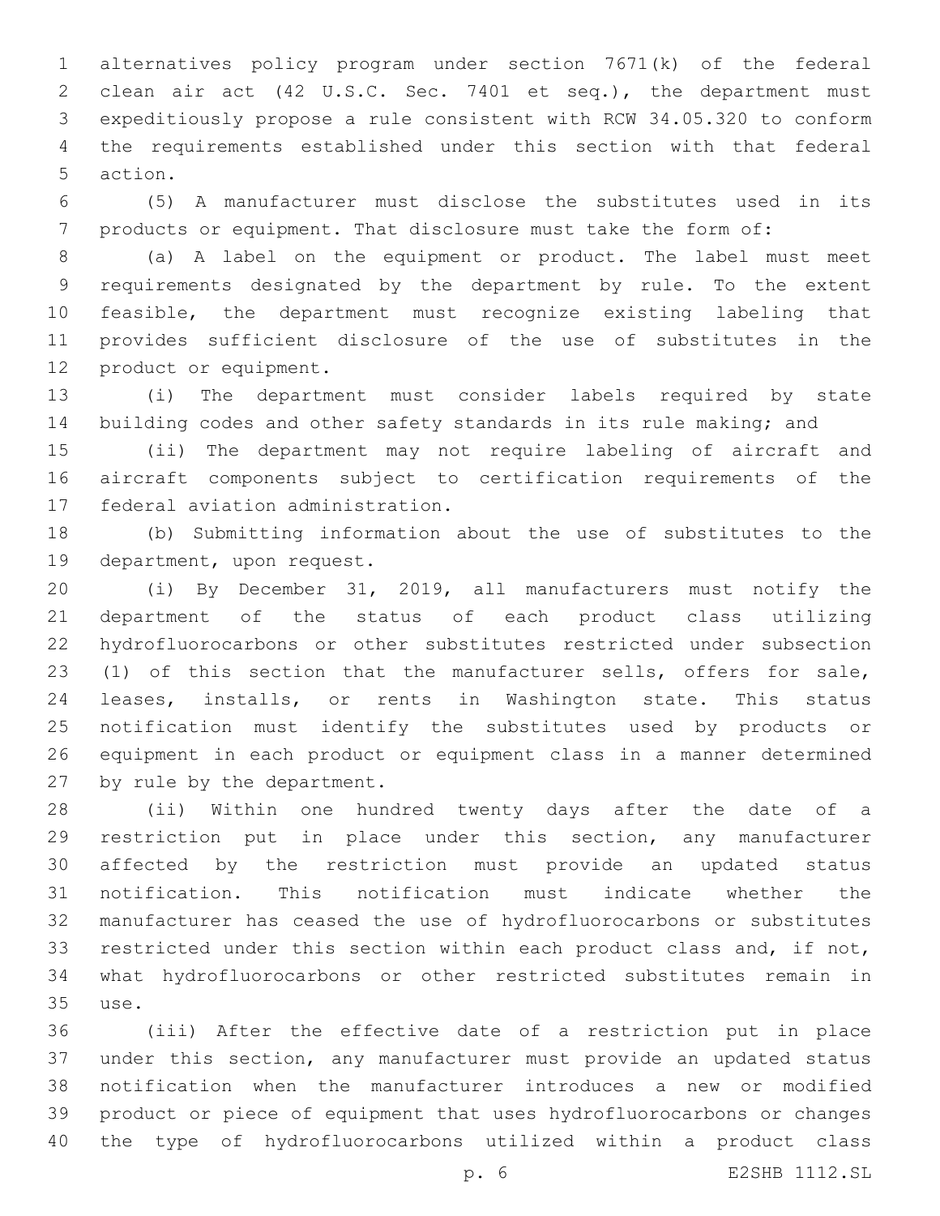alternatives policy program under section 7671(k) of the federal clean air act (42 U.S.C. Sec. 7401 et seq.), the department must expeditiously propose a rule consistent with RCW 34.05.320 to conform the requirements established under this section with that federal action.

(5) A manufacturer must disclose the substitutes used in its products or equipment. That disclosure must take the form of:

(a) A label on the equipment or product. The label must meet requirements designated by the department by rule. To the extent feasible, the department must recognize existing labeling that provides sufficient disclosure of the use of substitutes in the product or equipment.

(i) The department must consider labels required by state building codes and other safety standards in its rule making; and

(ii) The department may not require labeling of aircraft and aircraft components subject to certification requirements of the federal aviation administration.

(b) Submitting information about the use of substitutes to the department, upon request.

(i) By December 31, 2019, all manufacturers must notify the department of the status of each product class utilizing hydrofluorocarbons or other substitutes restricted under subsection (1) of this section that the manufacturer sells, offers for sale, leases, installs, or rents in Washington state. This status notification must identify the substitutes used by products or equipment in each product or equipment class in a manner determined by rule by the department.

(ii) Within one hundred twenty days after the date of a restriction put in place under this section, any manufacturer affected by the restriction must provide an updated status notification. This notification must indicate whether the manufacturer has ceased the use of hydrofluorocarbons or substitutes restricted under this section within each product class and, if not, what hydrofluorocarbons or other restricted substitutes remain in use.

(iii) After the effective date of a restriction put in place under this section, any manufacturer must provide an updated status notification when the manufacturer introduces a new or modified product or piece of equipment that uses hydrofluorocarbons or changes the type of hydrofluorocarbons utilized within a product class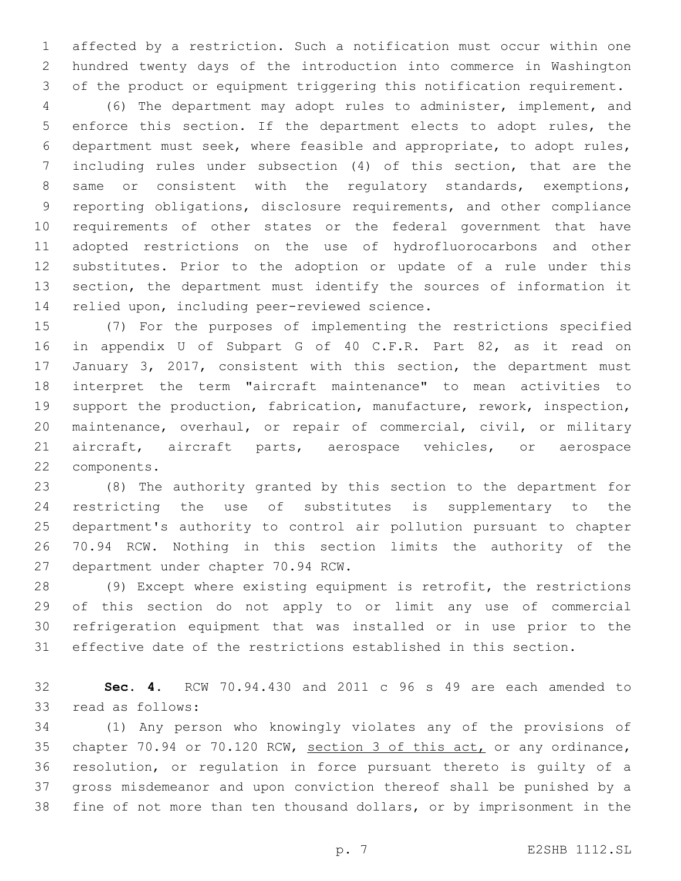affected by a restriction. Such a notification must occur within one hundred twenty days of the introduction into commerce in Washington of the product or equipment triggering this notification requirement.

(6) The department may adopt rules to administer, implement, and enforce this section. If the department elects to adopt rules, the department must seek, where feasible and appropriate, to adopt rules, including rules under subsection (4) of this section, that are the same or consistent with the regulatory standards, exemptions, reporting obligations, disclosure requirements, and other compliance requirements of other states or the federal government that have adopted restrictions on the use of hydrofluorocarbons and other substitutes. Prior to the adoption or update of a rule under this section, the department must identify the sources of information it relied upon, including peer-reviewed science.

(7) For the purposes of implementing the restrictions specified in appendix U of Subpart G of 40 C.F.R. Part 82, as it read on January 3, 2017, consistent with this section, the department must interpret the term "aircraft maintenance" to mean activities to support the production, fabrication, manufacture, rework, inspection, maintenance, overhaul, or repair of commercial, civil, or military aircraft, aircraft parts, aerospace vehicles, or aerospace components.

(8) The authority granted by this section to the department for restricting the use of substitutes is supplementary to the department's authority to control air pollution pursuant to chapter 70.94 RCW. Nothing in this section limits the authority of the department under chapter 70.94 RCW.

(9) Except where existing equipment is retrofit, the restrictions of this section do not apply to or limit any use of commercial refrigeration equipment that was installed or in use prior to the effective date of the restrictions established in this section.

**Sec. 4.** RCW 70.94.430 and 2011 c 96 s 49 are each amended to read as follows:

(1) Any person who knowingly violates any of the provisions of chapter 70.94 or 70.120 RCW, <u>section 3 of this act,</u> or any ordinance, resolution, or regulation in force pursuant thereto is guilty of a gross misdemeanor and upon conviction thereof shall be punished by a fine of not more than ten thousand dollars, or by imprisonment in the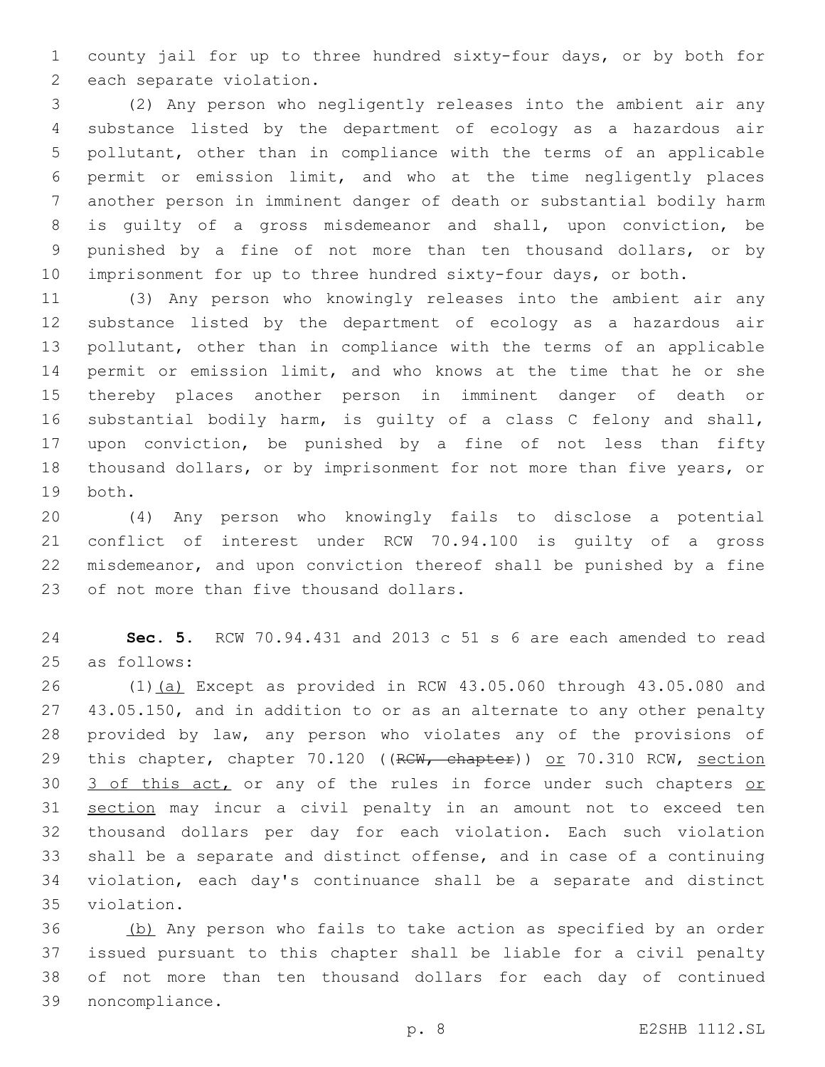county jail for up to three hundred sixty-four days, or by both for each separate violation.

(2) Any person who negligently releases into the ambient air any substance listed by the department of ecology as a hazardous air pollutant, other than in compliance with the terms of an applicable permit or emission limit, and who at the time negligently places another person in imminent danger of death or substantial bodily harm is guilty of a gross misdemeanor and shall, upon conviction, be punished by a fine of not more than ten thousand dollars, or by imprisonment for up to three hundred sixty-four days, or both.

(3) Any person who knowingly releases into the ambient air any substance listed by the department of ecology as a hazardous air pollutant, other than in compliance with the terms of an applicable permit or emission limit, and who knows at the time that he or she thereby places another person in imminent danger of death or substantial bodily harm, is guilty of a class C felony and shall, upon conviction, be punished by a fine of not less than fifty thousand dollars, or by imprisonment for not more than five years, or both.

(4) Any person who knowingly fails to disclose a potential conflict of interest under RCW 70.94.100 is guilty of a gross misdemeanor, and upon conviction thereof shall be punished by a fine of not more than five thousand dollars.

**Sec. 5.** RCW 70.94.431 and 2013 c 51 s 6 are each amended to read as follows:

(1)(a) Except as provided in RCW 43.05.060 through 43.05.080 and 43.05.150, and in addition to or as an alternate to any other penalty provided by law, any person who violates any of the provisions of this chapter, chapter 70.120 ((~~RCW, chapter~~)) or 70.310 RCW, section 3 of this act, or any of the rules in force under such chapters or section may incur a civil penalty in an amount not to exceed ten thousand dollars per day for each violation. Each such violation shall be a separate and distinct offense, and in case of a continuing violation, each day's continuance shall be a separate and distinct violation.

(b) Any person who fails to take action as specified by an order issued pursuant to this chapter shall be liable for a civil penalty of not more than ten thousand dollars for each day of continued noncompliance.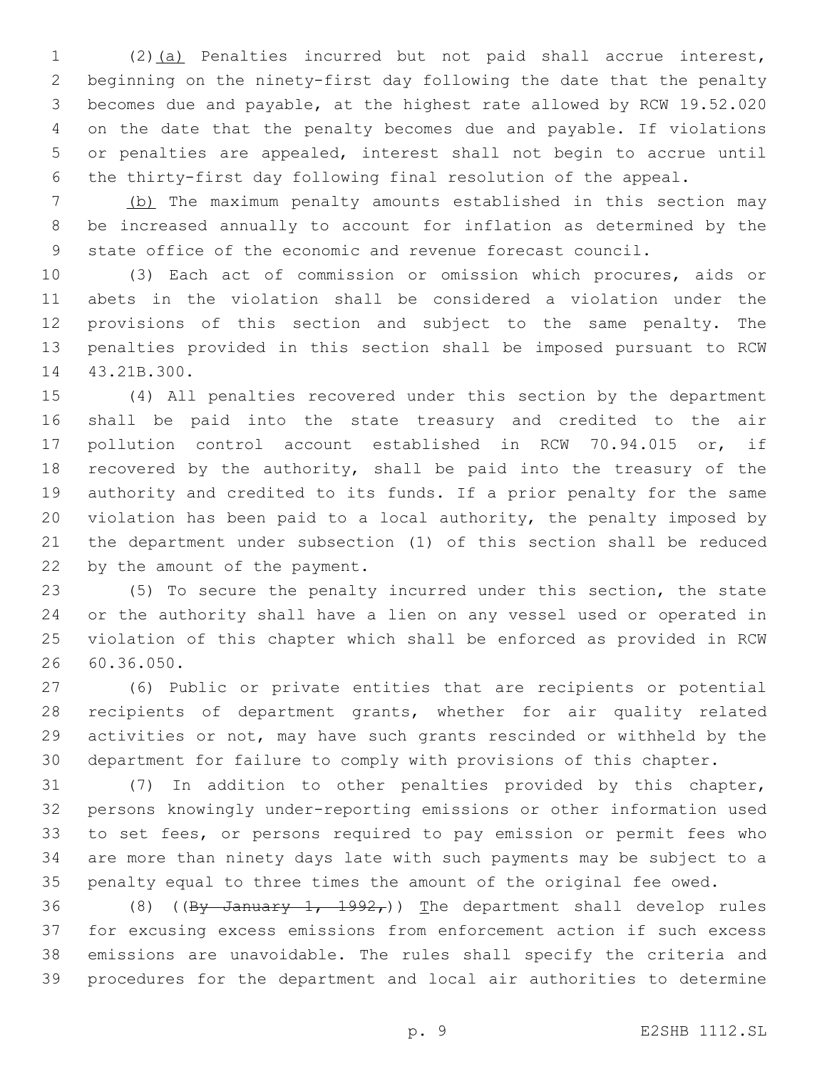(2)(a) Penalties incurred but not paid shall accrue interest, beginning on the ninety-first day following the date that the penalty becomes due and payable, at the highest rate allowed by RCW 19.52.020 on the date that the penalty becomes due and payable. If violations or penalties are appealed, interest shall not begin to accrue until the thirty-first day following final resolution of the appeal.

(b) The maximum penalty amounts established in this section may be increased annually to account for inflation as determined by the state office of the economic and revenue forecast council.

(3) Each act of commission or omission which procures, aids or abets in the violation shall be considered a violation under the provisions of this section and subject to the same penalty. The penalties provided in this section shall be imposed pursuant to RCW 43.21B.300.

(4) All penalties recovered under this section by the department shall be paid into the state treasury and credited to the air pollution control account established in RCW 70.94.015 or, if recovered by the authority, shall be paid into the treasury of the authority and credited to its funds. If a prior penalty for the same violation has been paid to a local authority, the penalty imposed by the department under subsection (1) of this section shall be reduced by the amount of the payment.

(5) To secure the penalty incurred under this section, the state or the authority shall have a lien on any vessel used or operated in violation of this chapter which shall be enforced as provided in RCW 60.36.050.

(6) Public or private entities that are recipients or potential recipients of department grants, whether for air quality related activities or not, may have such grants rescinded or withheld by the department for failure to comply with provisions of this chapter.

(7) In addition to other penalties provided by this chapter, persons knowingly under-reporting emissions or other information used to set fees, or persons required to pay emission or permit fees who are more than ninety days late with such payments may be subject to a penalty equal to three times the amount of the original fee owed.

(8) ((~~By January 1, 1992,~~)) The department shall develop rules for excusing excess emissions from enforcement action if such excess emissions are unavoidable. The rules shall specify the criteria and procedures for the department and local air authorities to determine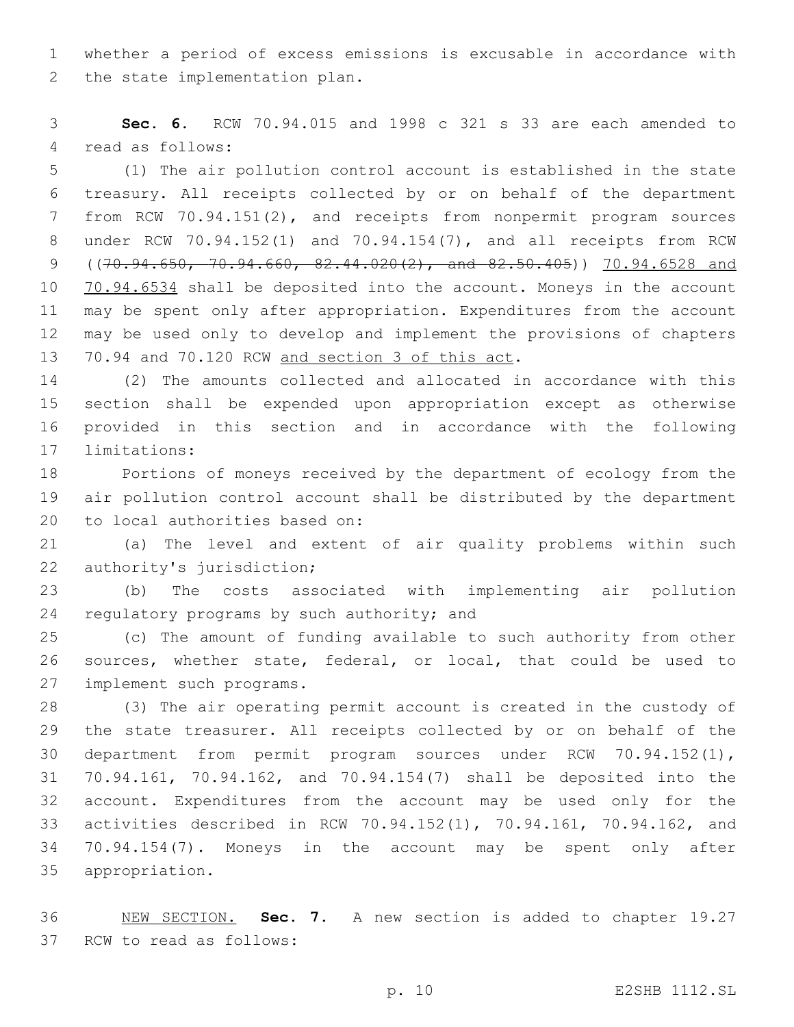whether a period of excess emissions is excusable in accordance with the state implementation plan.

**Sec. 6.** RCW 70.94.015 and 1998 c 321 s 33 are each amended to read as follows:

(1) The air pollution control account is established in the state treasury. All receipts collected by or on behalf of the department from RCW 70.94.151(2), and receipts from nonpermit program sources under RCW 70.94.152(1) and 70.94.154(7), and all receipts from RCW ((~~70.94.650, 70.94.660, 82.44.020(2), and 82.50.405~~)) <u>70.94.6528 and 70.94.6534</u> shall be deposited into the account. Moneys in the account may be spent only after appropriation. Expenditures from the account may be used only to develop and implement the provisions of chapters 70.94 and 70.120 RCW <u>and section 3 of this act</u>.

(2) The amounts collected and allocated in accordance with this section shall be expended upon appropriation except as otherwise provided in this section and in accordance with the following limitations:

Portions of moneys received by the department of ecology from the air pollution control account shall be distributed by the department to local authorities based on:

(a) The level and extent of air quality problems within such authority's jurisdiction;

(b) The costs associated with implementing air pollution regulatory programs by such authority; and

(c) The amount of funding available to such authority from other sources, whether state, federal, or local, that could be used to implement such programs.

(3) The air operating permit account is created in the custody of the state treasurer. All receipts collected by or on behalf of the department from permit program sources under RCW 70.94.152(1), 70.94.161, 70.94.162, and 70.94.154(7) shall be deposited into the account. Expenditures from the account may be used only for the activities described in RCW 70.94.152(1), 70.94.161, 70.94.162, and 70.94.154(7). Moneys in the account may be spent only after appropriation.

<u>NEW SECTION.</u> **Sec. 7.** A new section is added to chapter 19.27 RCW to read as follows: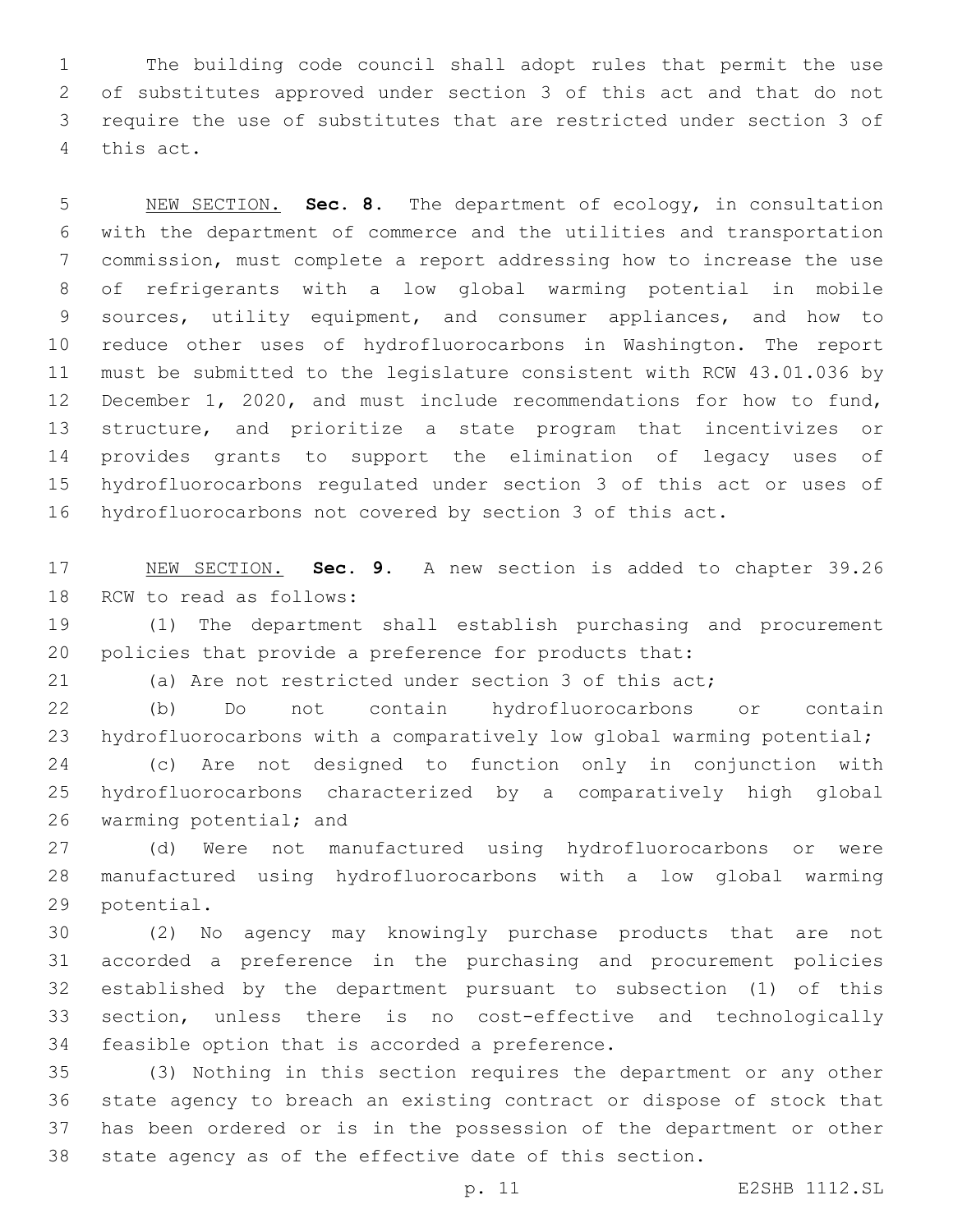The building code council shall adopt rules that permit the use of substitutes approved under section 3 of this act and that do not require the use of substitutes that are restricted under section 3 of this act.

NEW SECTION. **Sec. 8.** The department of ecology, in consultation with the department of commerce and the utilities and transportation commission, must complete a report addressing how to increase the use of refrigerants with a low global warming potential in mobile sources, utility equipment, and consumer appliances, and how to reduce other uses of hydrofluorocarbons in Washington. The report must be submitted to the legislature consistent with RCW 43.01.036 by December 1, 2020, and must include recommendations for how to fund, structure, and prioritize a state program that incentivizes or provides grants to support the elimination of legacy uses of hydrofluorocarbons regulated under section 3 of this act or uses of hydrofluorocarbons not covered by section 3 of this act.

NEW SECTION. **Sec. 9.** A new section is added to chapter 39.26 RCW to read as follows:

(1) The department shall establish purchasing and procurement policies that provide a preference for products that:

(a) Are not restricted under section 3 of this act;

(b) Do not contain hydrofluorocarbons or contain hydrofluorocarbons with a comparatively low global warming potential;

(c) Are not designed to function only in conjunction with hydrofluorocarbons characterized by a comparatively high global warming potential; and

(d) Were not manufactured using hydrofluorocarbons or were manufactured using hydrofluorocarbons with a low global warming potential.

(2) No agency may knowingly purchase products that are not accorded a preference in the purchasing and procurement policies established by the department pursuant to subsection (1) of this section, unless there is no cost-effective and technologically feasible option that is accorded a preference.

(3) Nothing in this section requires the department or any other state agency to breach an existing contract or dispose of stock that has been ordered or is in the possession of the department or other state agency as of the effective date of this section.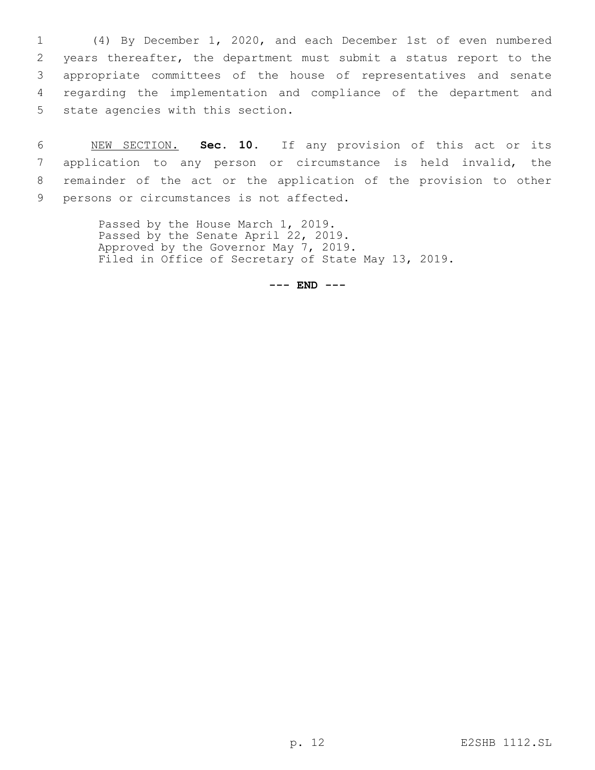(4) By December 1, 2020, and each December 1st of even numbered years thereafter, the department must submit a status report to the appropriate committees of the house of representatives and senate regarding the implementation and compliance of the department and state agencies with this section.

NEW SECTION. **Sec. 10.** If any provision of this act or its application to any person or circumstance is held invalid, the remainder of the act or the application of the provision to other persons or circumstances is not affected.

Passed by the House March 1, 2019.
Passed by the Senate April 22, 2019.
Approved by the Governor May 7, 2019.
Filed in Office of Secretary of State May 13, 2019.

**--- END ---**